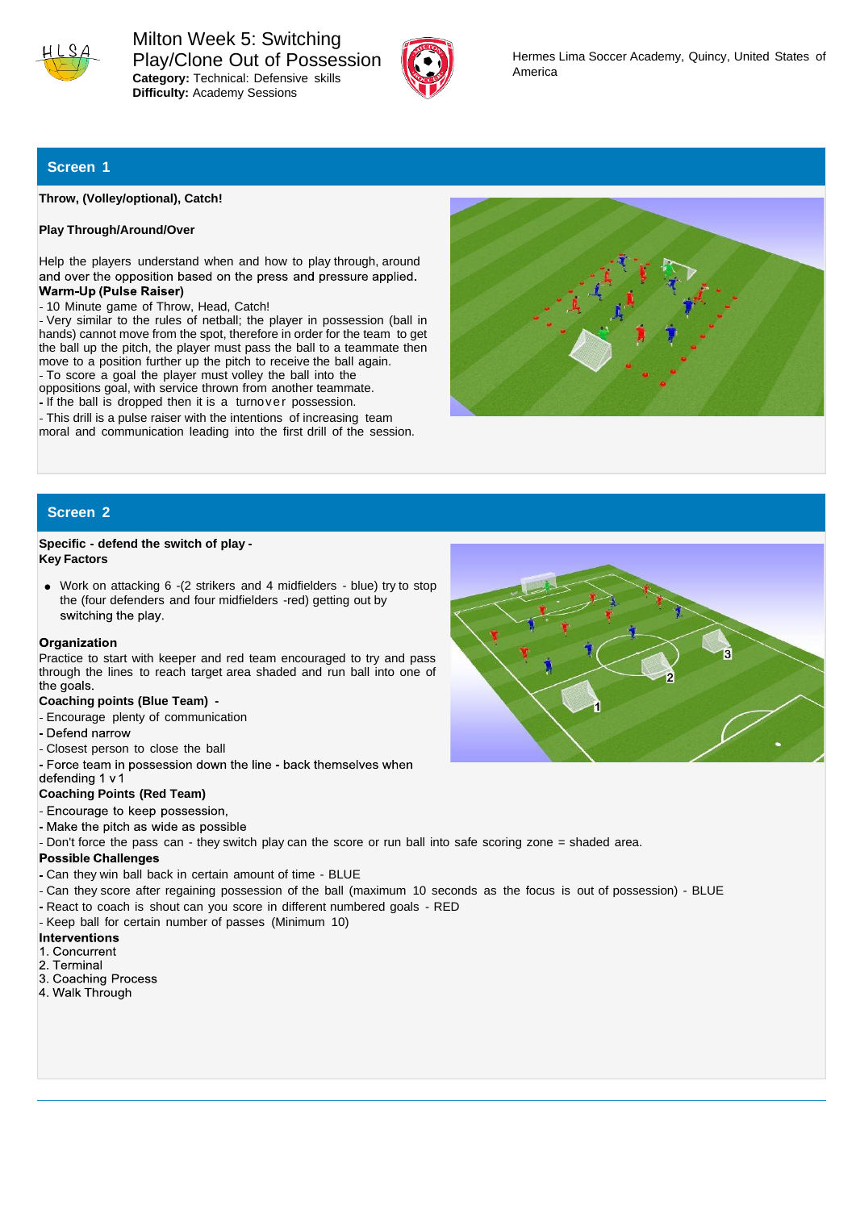# Milton Week 5: Switching Play/Clone Out of Possession

**Category:** Technical: Defensive skills
**Difficulty:** Academy Sessions

Hermes Lima Soccer Academy, Quincy, United States of America

## Screen 1

**Throw, (Volley/optional), Catch!**

**Play Through/Around/Over**

Help the players understand when and how to play through, around and over the opposition based on the press and pressure applied.

**Warm-Up (Pulse Raiser)**

- 10 Minute game of Throw, Head, Catch!
- Very similar to the rules of netball; the player in possession (ball in hands) cannot move from the spot, therefore in order for the team to get the ball up the pitch, the player must pass the ball to a teammate then move to a position further up the pitch to receive the ball again.
- To score a goal the player must volley the ball into the oppositions goal, with service thrown from another teammate.
- If the ball is dropped then it is a turnover possession.
- This drill is a pulse raiser with the intentions of increasing team moral and communication leading into the first drill of the session.

## Screen 2

**Specific - defend the switch of play -**
**Key Factors**

- Work on attacking 6 -(2 strikers and 4 midfielders - blue) try to stop the (four defenders and four midfielders -red) getting out by switching the play.

**Organization**

Practice to start with keeper and red team encouraged to try and pass through the lines to reach target area shaded and run ball into one of the goals.

**Coaching points (Blue Team) -**

- Encourage plenty of communication
- Defend narrow
- Closest person to close the ball
- Force team in possession down the line - back themselves when defending 1 v 1

**Coaching Points (Red Team)**

- Encourage to keep possession,
- Make the pitch as wide as possible
- Don't force the pass can - they switch play can the score or run ball into safe scoring zone = shaded area.

**Possible Challenges**

- Can they win ball back in certain amount of time - BLUE
- Can they score after regaining possession of the ball (maximum 10 seconds as the focus is out of possession) - BLUE
- React to coach is shout can you score in different numbered goals - RED
- Keep ball for certain number of passes (Minimum 10)

**Interventions**

1. Concurrent
2. Terminal
3. Coaching Process
4. Walk Through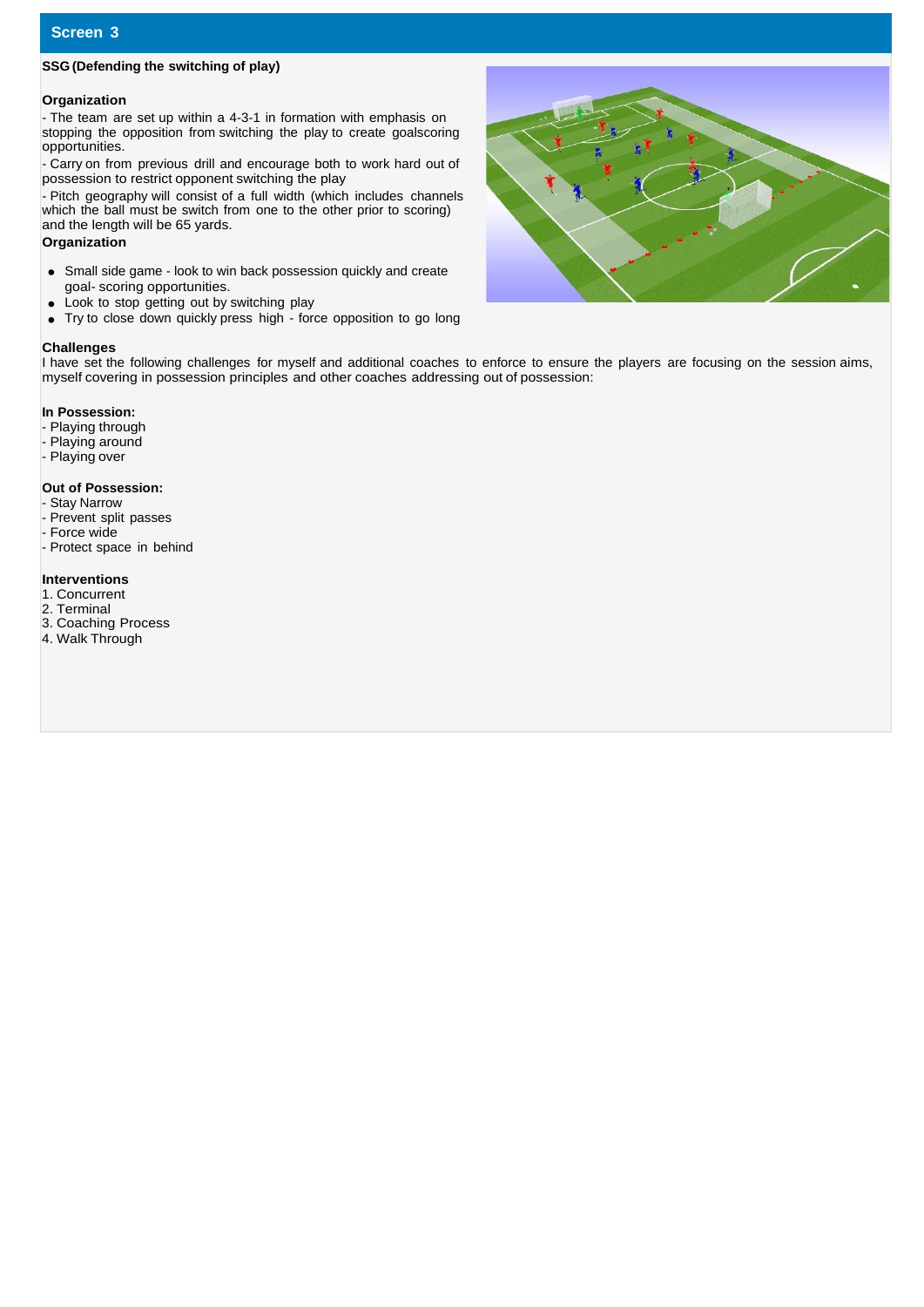## Screen 3

**SSG (Defending the switching of play)**

**Organization**

- The team are set up within a 4-3-1 in formation with emphasis on stopping the opposition from switching the play to create goalscoring opportunities.
- Carry on from previous drill and encourage both to work hard out of possession to restrict opponent switching the play
- Pitch geography will consist of a full width (which includes channels which the ball must be switch from one to the other prior to scoring) and the length will be 65 yards.

**Organization**

- Small side game - look to win back possession quickly and create goal- scoring opportunities.
- Look to stop getting out by switching play
- Try to close down quickly press high - force opposition to go long

**Challenges**

I have set the following challenges for myself and additional coaches to enforce to ensure the players are focusing on the session aims, myself covering in possession principles and other coaches addressing out of possession:

**In Possession:**

- Playing through
- Playing around
- Playing over

**Out of Possession:**

- Stay Narrow
- Prevent split passes
- Force wide
- Protect space in behind

**Interventions**

1. Concurrent
2. Terminal
3. Coaching Process
4. Walk Through